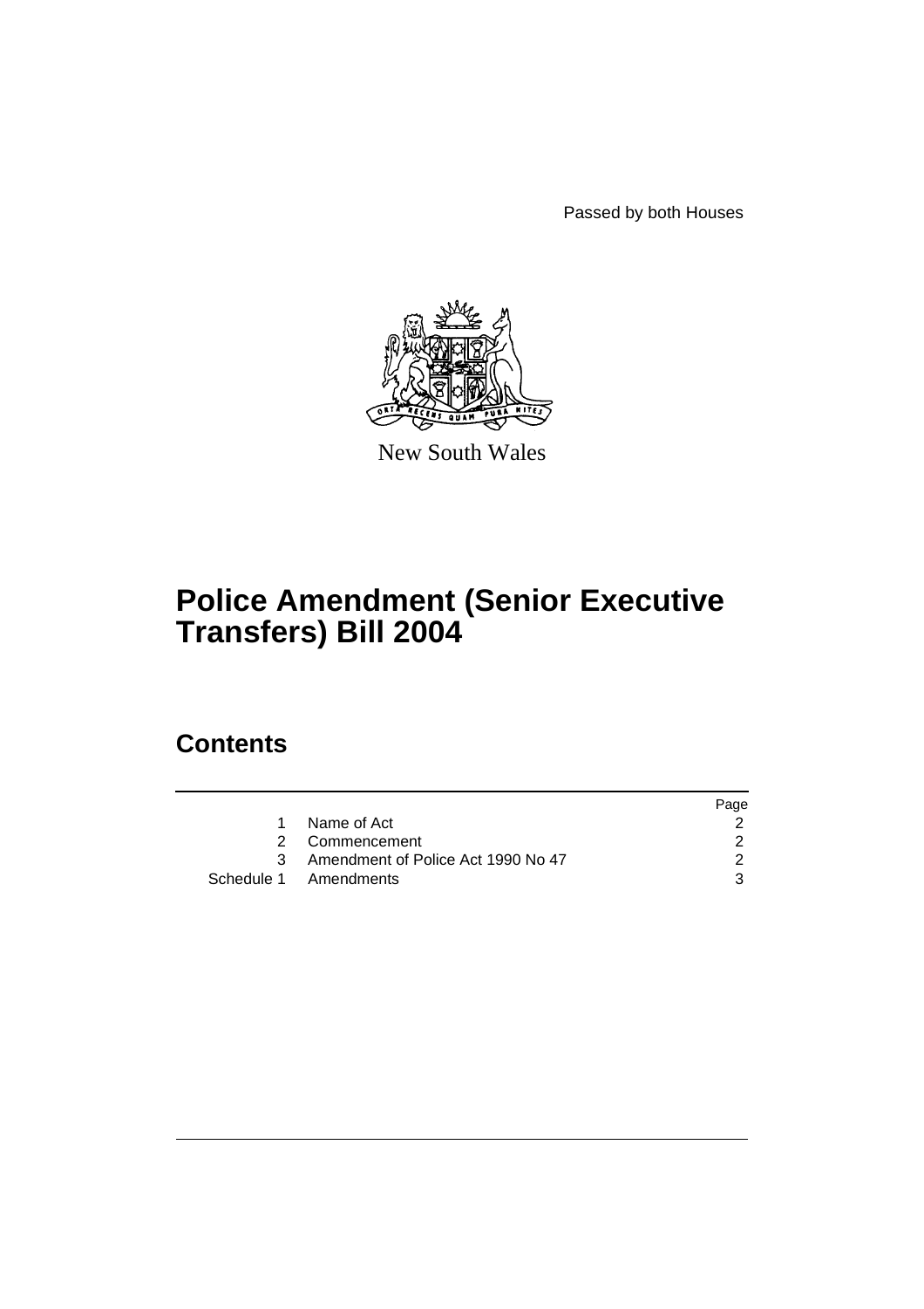Passed by both Houses

New South Wales

# Police Amendment (Senior Executive Transfers) Bill 2004

## Contents

| | | Page |
|---|---|---|
| 1 | Name of Act | 2 |
| 2 | Commencement | 2 |
| 3 | Amendment of Police Act 1990 No 47 | 2 |
| Schedule 1 | Amendments | 3 |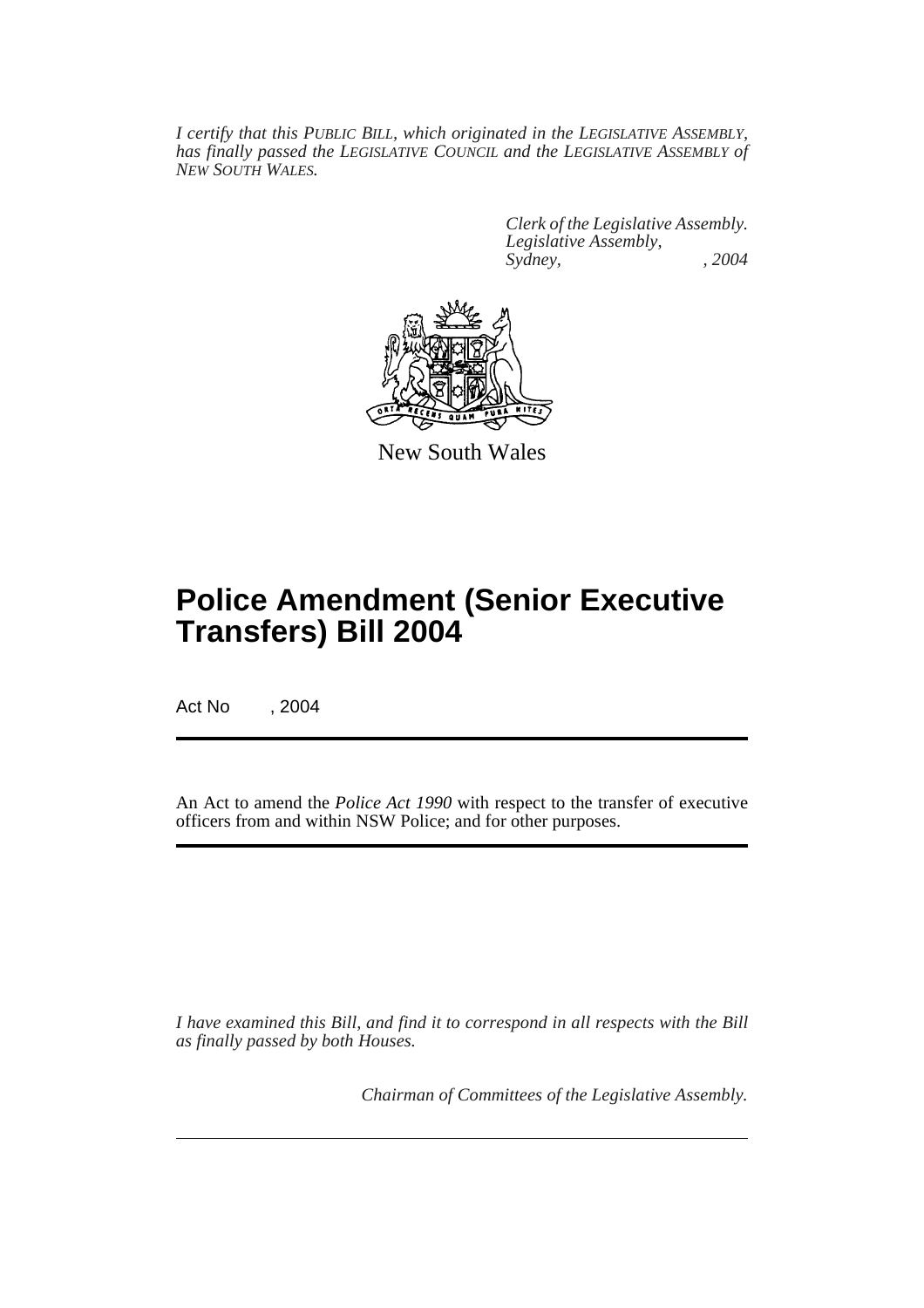*I certify that this PUBLIC BILL, which originated in the LEGISLATIVE ASSEMBLY, has finally passed the LEGISLATIVE COUNCIL and the LEGISLATIVE ASSEMBLY of NEW SOUTH WALES.*

*Clerk of the Legislative Assembly.*
*Legislative Assembly,*
*Sydney, , 2004*

New South Wales

# Police Amendment (Senior Executive Transfers) Bill 2004

Act No , 2004

An Act to amend the *Police Act 1990* with respect to the transfer of executive officers from and within NSW Police; and for other purposes.

*I have examined this Bill, and find it to correspond in all respects with the Bill as finally passed by both Houses.*

*Chairman of Committees of the Legislative Assembly.*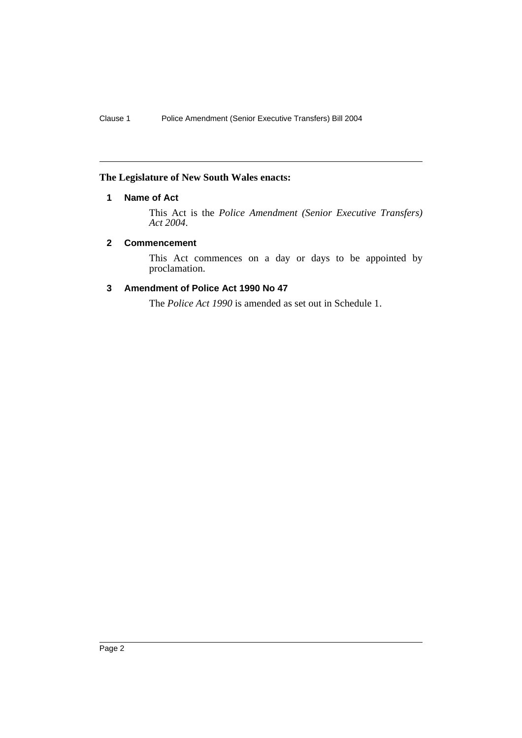**The Legislature of New South Wales enacts:**

## 1 Name of Act

This Act is the *Police Amendment (Senior Executive Transfers) Act 2004*.

## 2 Commencement

This Act commences on a day or days to be appointed by proclamation.

## 3 Amendment of Police Act 1990 No 47

The *Police Act 1990* is amended as set out in Schedule 1.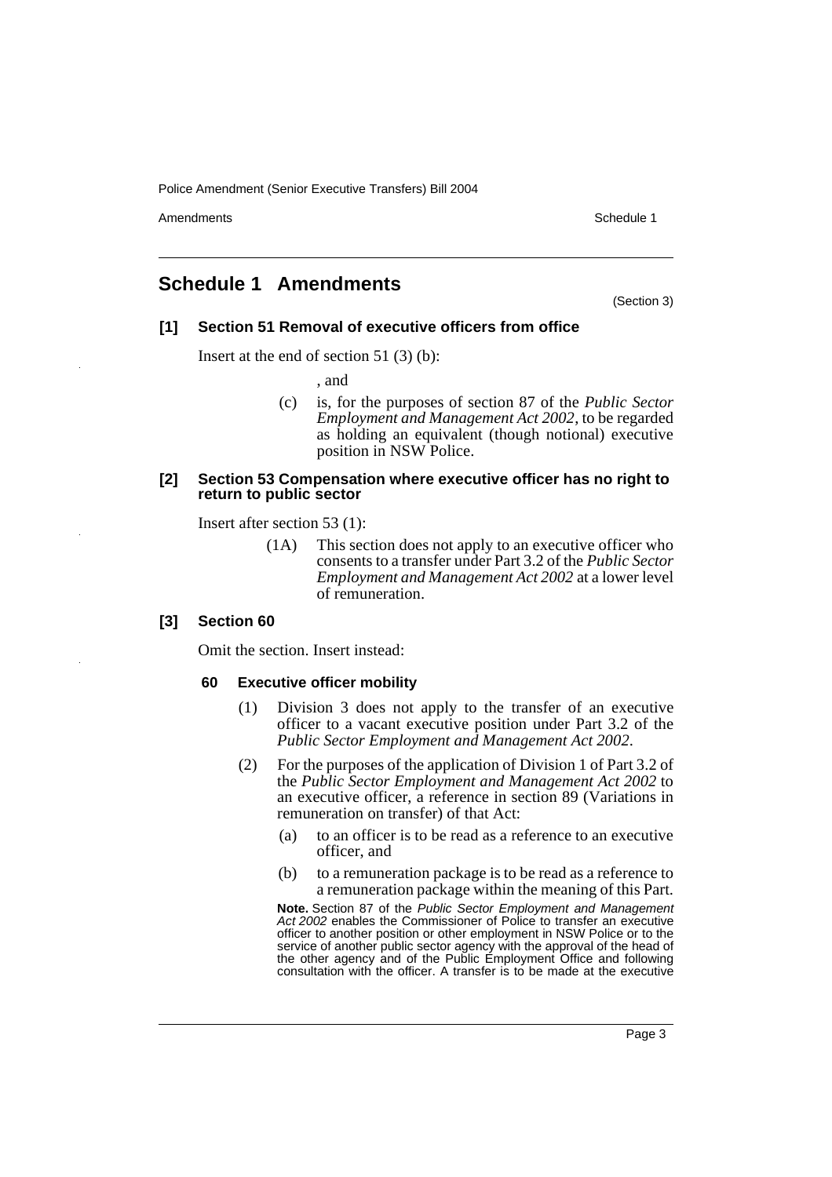## Schedule 1 Amendments

(Section 3)

**[1] Section 51 Removal of executive officers from office**

Insert at the end of section 51 (3) (b):

, and

(c) is, for the purposes of section 87 of the *Public Sector Employment and Management Act 2002*, to be regarded as holding an equivalent (though notional) executive position in NSW Police.

**[2] Section 53 Compensation where executive officer has no right to return to public sector**

Insert after section 53 (1):

(1A) This section does not apply to an executive officer who consents to a transfer under Part 3.2 of the *Public Sector Employment and Management Act 2002* at a lower level of remuneration.

**[3] Section 60**

Omit the section. Insert instead:

**60 Executive officer mobility**

(1) Division 3 does not apply to the transfer of an executive officer to a vacant executive position under Part 3.2 of the *Public Sector Employment and Management Act 2002*.

(2) For the purposes of the application of Division 1 of Part 3.2 of the *Public Sector Employment and Management Act 2002* to an executive officer, a reference in section 89 (Variations in remuneration on transfer) of that Act:

(a) to an officer is to be read as a reference to an executive officer, and

(b) to a remuneration package is to be read as a reference to a remuneration package within the meaning of this Part.

**Note.** Section 87 of the *Public Sector Employment and Management Act 2002* enables the Commissioner of Police to transfer an executive officer to another position or other employment in NSW Police or to the service of another public sector agency with the approval of the head of the other agency and of the Public Employment Office and following consultation with the officer. A transfer is to be made at the executive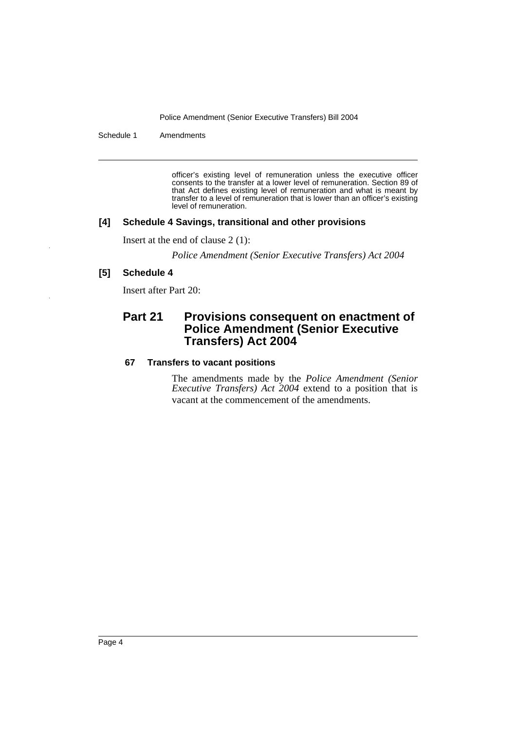officer's existing level of remuneration unless the executive officer consents to the transfer at a lower level of remuneration. Section 89 of that Act defines existing level of remuneration and what is meant by transfer to a level of remuneration that is lower than an officer's existing level of remuneration.

**[4] Schedule 4 Savings, transitional and other provisions**

Insert at the end of clause 2 (1):

*Police Amendment (Senior Executive Transfers) Act 2004*

**[5] Schedule 4**

Insert after Part 20:

## Part 21 Provisions consequent on enactment of Police Amendment (Senior Executive Transfers) Act 2004

### 67 Transfers to vacant positions

The amendments made by the *Police Amendment (Senior Executive Transfers) Act 2004* extend to a position that is vacant at the commencement of the amendments.